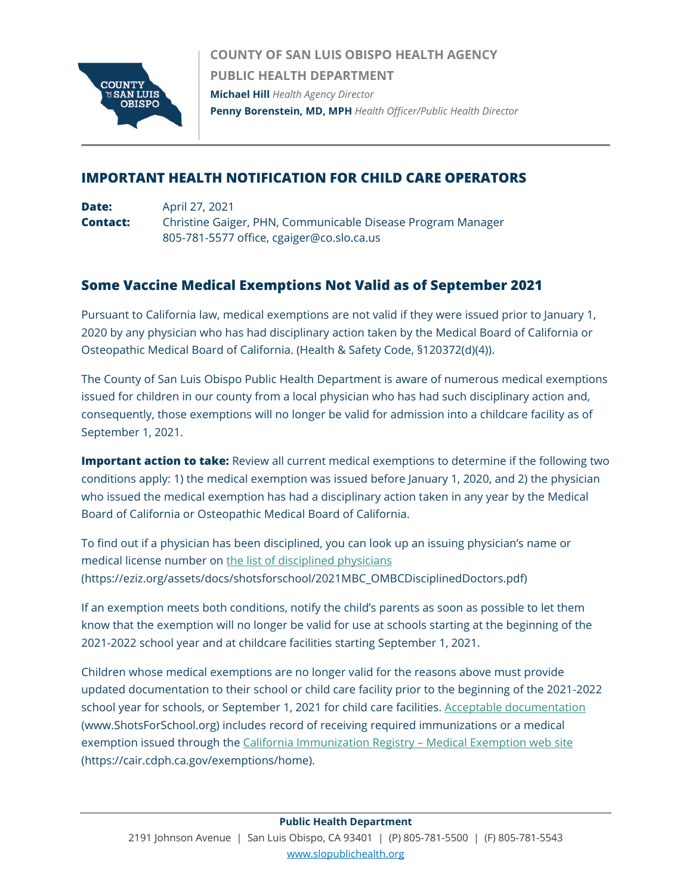**COUNTY OF SAN LUIS OBISPO HEALTH AGENCY**

**PUBLIC HEALTH DEPARTMENT**

**Michael Hill** *Health Agency Director*

**Penny Borenstein, MD, MPH** *Health Officer/Public Health Director*

## IMPORTANT HEALTH NOTIFICATION FOR CHILD CARE OPERATORS

**Date:** April 27, 2021

**Contact:** Christine Gaiger, PHN, Communicable Disease Program Manager
805-781-5577 office, cgaiger@co.slo.ca.us

## Some Vaccine Medical Exemptions Not Valid as of September 2021

Pursuant to California law, medical exemptions are not valid if they were issued prior to January 1, 2020 by any physician who has had disciplinary action taken by the Medical Board of California or Osteopathic Medical Board of California. (Health & Safety Code, §120372(d)(4)).

The County of San Luis Obispo Public Health Department is aware of numerous medical exemptions issued for children in our county from a local physician who has had such disciplinary action and, consequently, those exemptions will no longer be valid for admission into a childcare facility as of September 1, 2021.

**Important action to take:** Review all current medical exemptions to determine if the following two conditions apply: 1) the medical exemption was issued before January 1, 2020, and 2) the physician who issued the medical exemption has had a disciplinary action taken in any year by the Medical Board of California or Osteopathic Medical Board of California.

To find out if a physician has been disciplined, you can look up an issuing physician's name or medical license number on [the list of disciplined physicians](https://eziz.org/assets/docs/shotsforschool/2021MBC_OMBCDisciplinedDoctors.pdf) (https://eziz.org/assets/docs/shotsforschool/2021MBC_OMBCDisciplinedDoctors.pdf)

If an exemption meets both conditions, notify the child's parents as soon as possible to let them know that the exemption will no longer be valid for use at schools starting at the beginning of the 2021-2022 school year and at childcare facilities starting September 1, 2021.

Children whose medical exemptions are no longer valid for the reasons above must provide updated documentation to their school or child care facility prior to the beginning of the 2021-2022 school year for schools, or September 1, 2021 for child care facilities. [Acceptable documentation](http://www.ShotsForSchool.org) (www.ShotsForSchool.org) includes record of receiving required immunizations or a medical exemption issued through the [California Immunization Registry – Medical Exemption web site](https://cair.cdph.ca.gov/exemptions/home) (https://cair.cdph.ca.gov/exemptions/home).

**Public Health Department**
2191 Johnson Avenue | San Luis Obispo, CA 93401 | (P) 805-781-5500 | (F) 805-781-5543
www.slopublichealth.org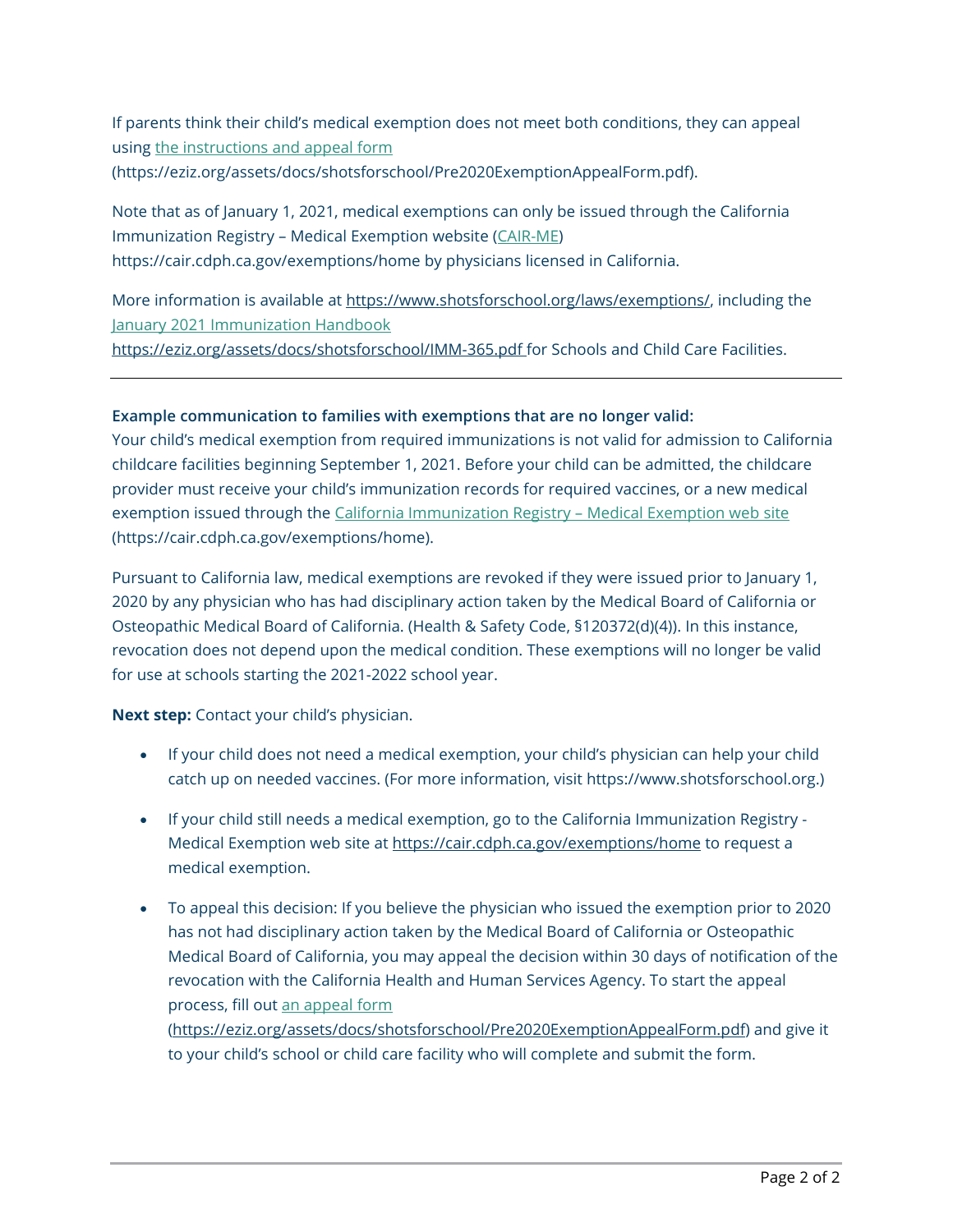If parents think their child's medical exemption does not meet both conditions, they can appeal using [the instructions and appeal form](https://eziz.org/assets/docs/shotsforschool/Pre2020ExemptionAppealForm.pdf) (https://eziz.org/assets/docs/shotsforschool/Pre2020ExemptionAppealForm.pdf).

Note that as of January 1, 2021, medical exemptions can only be issued through the California Immunization Registry – Medical Exemption website ([CAIR-ME](https://cair.cdph.ca.gov/exemptions/home)) https://cair.cdph.ca.gov/exemptions/home by physicians licensed in California.

More information is available at https://www.shotsforschool.org/laws/exemptions/, including the [January 2021 Immunization Handbook](https://eziz.org/assets/docs/shotsforschool/IMM-365.pdf) https://eziz.org/assets/docs/shotsforschool/IMM-365.pdf for Schools and Child Care Facilities.

---

**Example communication to families with exemptions that are no longer valid:**
Your child's medical exemption from required immunizations is not valid for admission to California childcare facilities beginning September 1, 2021. Before your child can be admitted, the childcare provider must receive your child's immunization records for required vaccines, or a new medical exemption issued through the [California Immunization Registry – Medical Exemption web site](https://cair.cdph.ca.gov/exemptions/home) (https://cair.cdph.ca.gov/exemptions/home).

Pursuant to California law, medical exemptions are revoked if they were issued prior to January 1, 2020 by any physician who has had disciplinary action taken by the Medical Board of California or Osteopathic Medical Board of California. (Health & Safety Code, §120372(d)(4)). In this instance, revocation does not depend upon the medical condition. These exemptions will no longer be valid for use at schools starting the 2021-2022 school year.

**Next step:** Contact your child's physician.

- If your child does not need a medical exemption, your child's physician can help your child catch up on needed vaccines. (For more information, visit https://www.shotsforschool.org.)
- If your child still needs a medical exemption, go to the California Immunization Registry - Medical Exemption web site at https://cair.cdph.ca.gov/exemptions/home to request a medical exemption.
- To appeal this decision: If you believe the physician who issued the exemption prior to 2020 has not had disciplinary action taken by the Medical Board of California or Osteopathic Medical Board of California, you may appeal the decision within 30 days of notification of the revocation with the California Health and Human Services Agency. To start the appeal process, fill out [an appeal form](https://eziz.org/assets/docs/shotsforschool/Pre2020ExemptionAppealForm.pdf) (https://eziz.org/assets/docs/shotsforschool/Pre2020ExemptionAppealForm.pdf) and give it to your child's school or child care facility who will complete and submit the form.